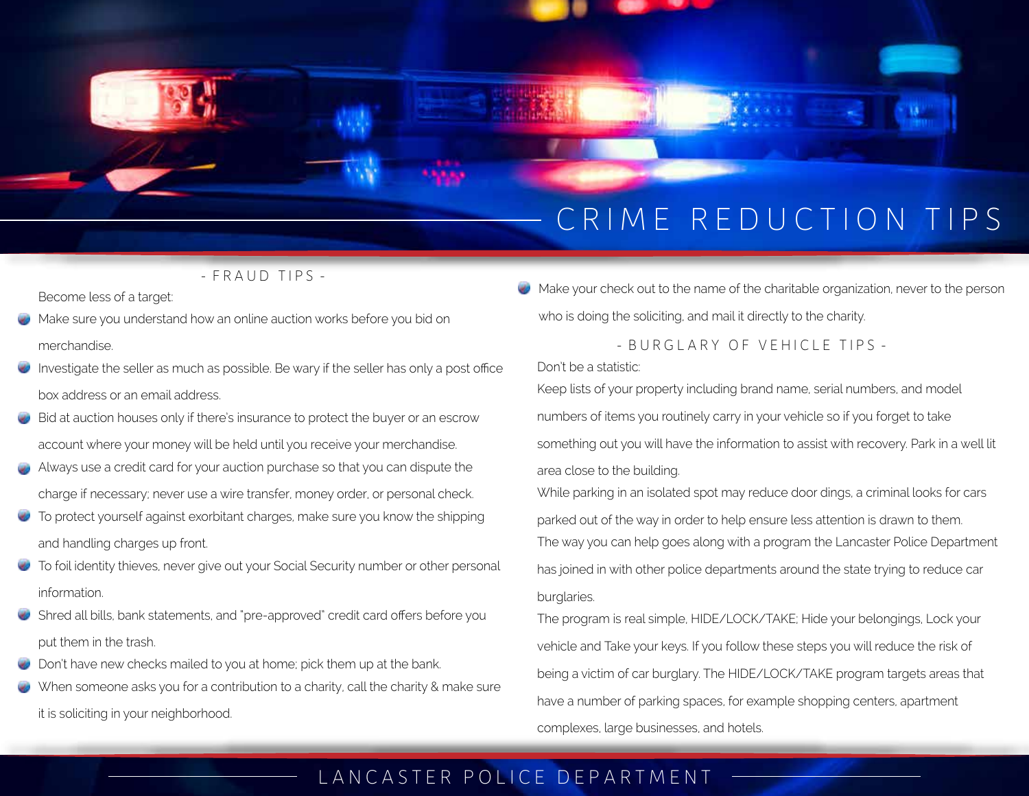# CRIME REDUCTION TIPS

## - FRAUD TIPS -

Become less of a target:

- Make sure you understand how an online auction works before you bid on merchandise.
- Investigate the seller as much as possible. Be wary if the seller has only a post office box address or an email address.
- Bid at auction houses only if there's insurance to protect the buyer or an escrow account where your money will be held until you receive your merchandise.
- Always use a credit card for your auction purchase so that you can dispute the charge if necessary; never use a wire transfer, money order, or personal check.
- To protect yourself against exorbitant charges, make sure you know the shipping and handling charges up front.
- To foil identity thieves, never give out your Social Security number or other personal information.
- Shred all bills, bank statements, and "pre-approved" credit card offers before you put them in the trash.
- Don't have new checks mailed to you at home; pick them up at the bank.
- When someone asks you for a contribution to a charity, call the charity & make sure it is soliciting in your neighborhood.
- Make your check out to the name of the charitable organization, never to the person who is doing the soliciting, and mail it directly to the charity.

## - BURGLARY OF VEHICLE TIPS -

Don't be a statistic:

Keep lists of your property including brand name, serial numbers, and model numbers of items you routinely carry in your vehicle so if you forget to take something out you will have the information to assist with recovery. Park in a well lit area close to the building.

While parking in an isolated spot may reduce door dings, a criminal looks for cars parked out of the way in order to help ensure less attention is drawn to them.

The way you can help goes along with a program the Lancaster Police Department has joined in with other police departments around the state trying to reduce car burglaries.

The program is real simple, HIDE/LOCK/TAKE; Hide your belongings, Lock your vehicle and Take your keys. If you follow these steps you will reduce the risk of being a victim of car burglary. The HIDE/LOCK/TAKE program targets areas that have a number of parking spaces, for example shopping centers, apartment complexes, large businesses, and hotels.

LANCASTER POLICE DEPARTMENT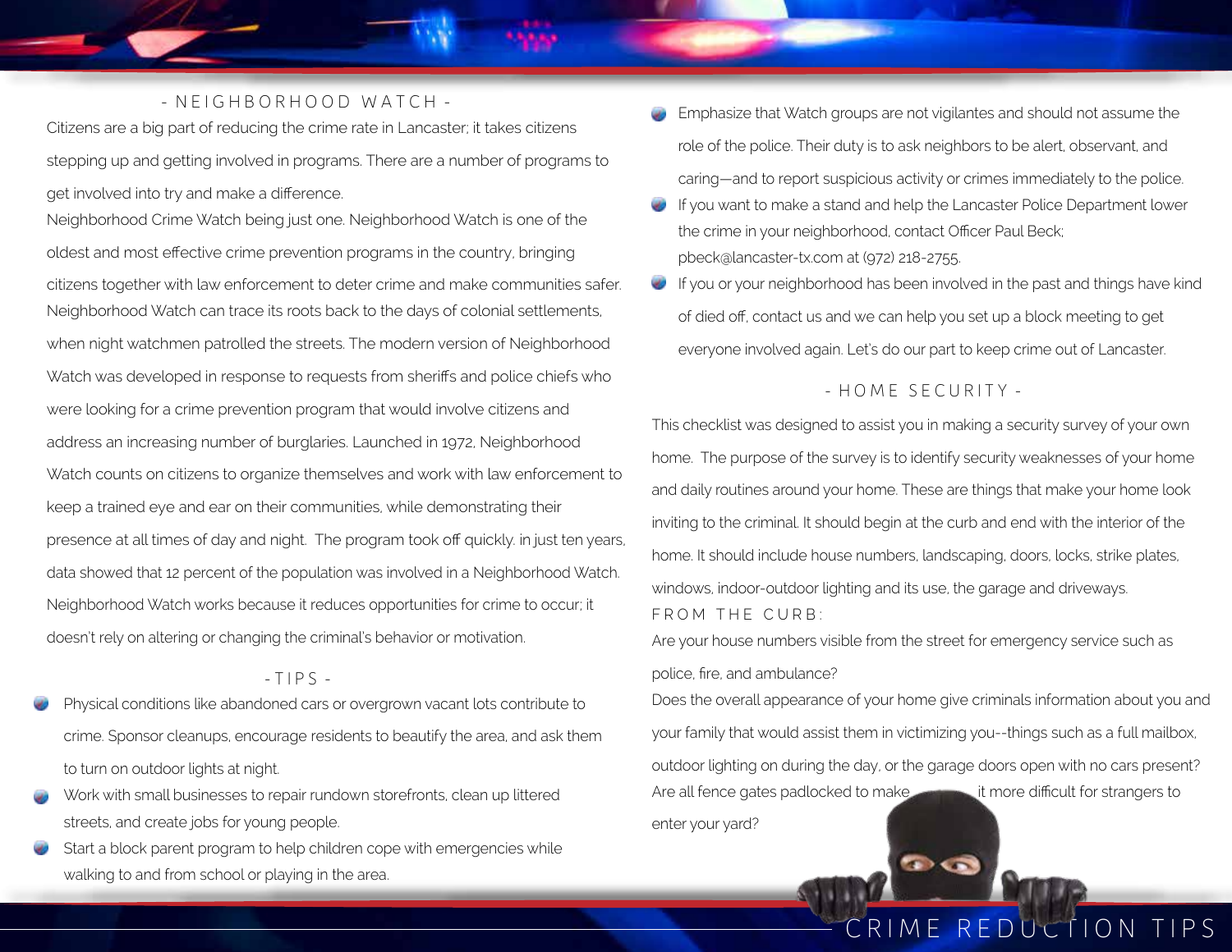## - NEIGHBORHOOD WATCH -

Citizens are a big part of reducing the crime rate in Lancaster; it takes citizens stepping up and getting involved in programs. There are a number of programs to get involved into try and make a difference.

Neighborhood Crime Watch being just one. Neighborhood Watch is one of the oldest and most effective crime prevention programs in the country, bringing citizens together with law enforcement to deter crime and make communities safer.

Neighborhood Watch can trace its roots back to the days of colonial settlements, when night watchmen patrolled the streets. The modern version of Neighborhood Watch was developed in response to requests from sheriffs and police chiefs who were looking for a crime prevention program that would involve citizens and address an increasing number of burglaries. Launched in 1972, Neighborhood Watch counts on citizens to organize themselves and work with law enforcement to keep a trained eye and ear on their communities, while demonstrating their presence at all times of day and night. The program took off quickly. in just ten years, data showed that 12 percent of the population was involved in a Neighborhood Watch. Neighborhood Watch works because it reduces opportunities for crime to occur; it doesn't rely on altering or changing the criminal's behavior or motivation.

## - TIPS -

- Physical conditions like abandoned cars or overgrown vacant lots contribute to crime. Sponsor cleanups, encourage residents to beautify the area, and ask them to turn on outdoor lights at night.
- Work with small businesses to repair rundown storefronts, clean up littered streets, and create jobs for young people.
- Start a block parent program to help children cope with emergencies while walking to and from school or playing in the area.
- Emphasize that Watch groups are not vigilantes and should not assume the role of the police. Their duty is to ask neighbors to be alert, observant, and caring—and to report suspicious activity or crimes immediately to the police.
- If you want to make a stand and help the Lancaster Police Department lower the crime in your neighborhood, contact Officer Paul Beck; pbeck@lancaster-tx.com at (972) 218-2755.
- If you or your neighborhood has been involved in the past and things have kind of died off, contact us and we can help you set up a block meeting to get everyone involved again. Let's do our part to keep crime out of Lancaster.

## - HOME SECURITY -

This checklist was designed to assist you in making a security survey of your own home. The purpose of the survey is to identify security weaknesses of your home and daily routines around your home. These are things that make your home look inviting to the criminal. It should begin at the curb and end with the interior of the home. It should include house numbers, landscaping, doors, locks, strike plates, windows, indoor-outdoor lighting and its use, the garage and driveways.

### FROM THE CURB:

Are your house numbers visible from the street for emergency service such as police, fire, and ambulance?

Does the overall appearance of your home give criminals information about you and your family that would assist them in victimizing you--things such as a full mailbox, outdoor lighting on during the day, or the garage doors open with no cars present?

Are all fence gates padlocked to make it more difficult for strangers to enter your yard?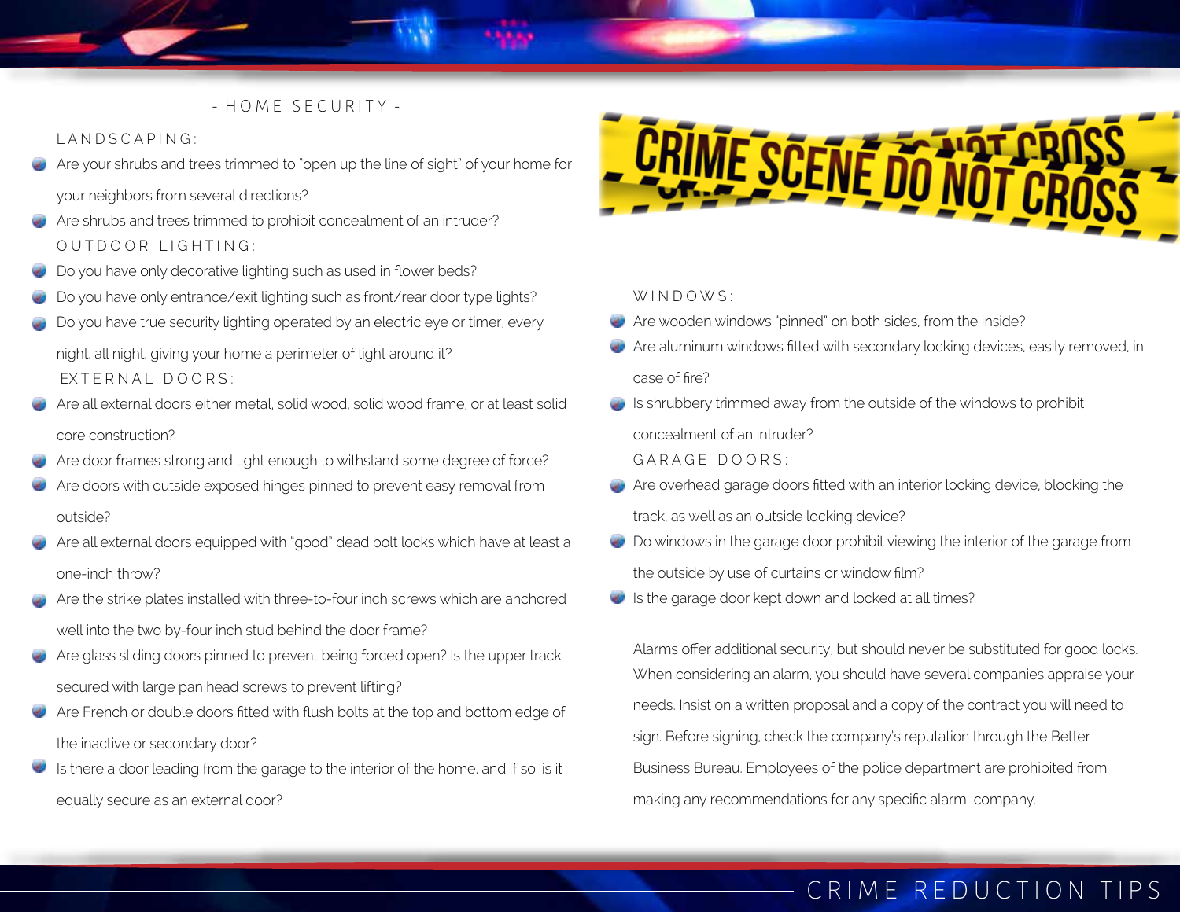## - HOME SECURITY -

### LANDSCAPING:

- Are your shrubs and trees trimmed to "open up the line of sight" of your home for your neighbors from several directions?
- Are shrubs and trees trimmed to prohibit concealment of an intruder?

### OUTDOOR LIGHTING:

- Do you have only decorative lighting such as used in flower beds?
- Do you have only entrance/exit lighting such as front/rear door type lights?
- Do you have true security lighting operated by an electric eye or timer, every night, all night, giving your home a perimeter of light around it?

### EXTERNAL DOORS:

- Are all external doors either metal, solid wood, solid wood frame, or at least solid core construction?
- Are door frames strong and tight enough to withstand some degree of force?
- Are doors with outside exposed hinges pinned to prevent easy removal from outside?
- Are all external doors equipped with "good" dead bolt locks which have at least a one-inch throw?
- Are the strike plates installed with three-to-four inch screws which are anchored well into the two by-four inch stud behind the door frame?
- Are glass sliding doors pinned to prevent being forced open? Is the upper track secured with large pan head screws to prevent lifting?
- Are French or double doors fitted with flush bolts at the top and bottom edge of the inactive or secondary door?
- Is there a door leading from the garage to the interior of the home, and if so, is it equally secure as an external door?

CRIME SCENE DO NOT CROSS

### WINDOWS:

- Are wooden windows "pinned" on both sides, from the inside?
- Are aluminum windows fitted with secondary locking devices, easily removed, in case of fire?
- Is shrubbery trimmed away from the outside of the windows to prohibit concealment of an intruder?

### GARAGE DOORS:

- Are overhead garage doors fitted with an interior locking device, blocking the track, as well as an outside locking device?
- Do windows in the garage door prohibit viewing the interior of the garage from the outside by use of curtains or window film?
- Is the garage door kept down and locked at all times?

Alarms offer additional security, but should never be substituted for good locks. When considering an alarm, you should have several companies appraise your needs. Insist on a written proposal and a copy of the contract you will need to sign. Before signing, check the company's reputation through the Better Business Bureau. Employees of the police department are prohibited from making any recommendations for any specific alarm company.